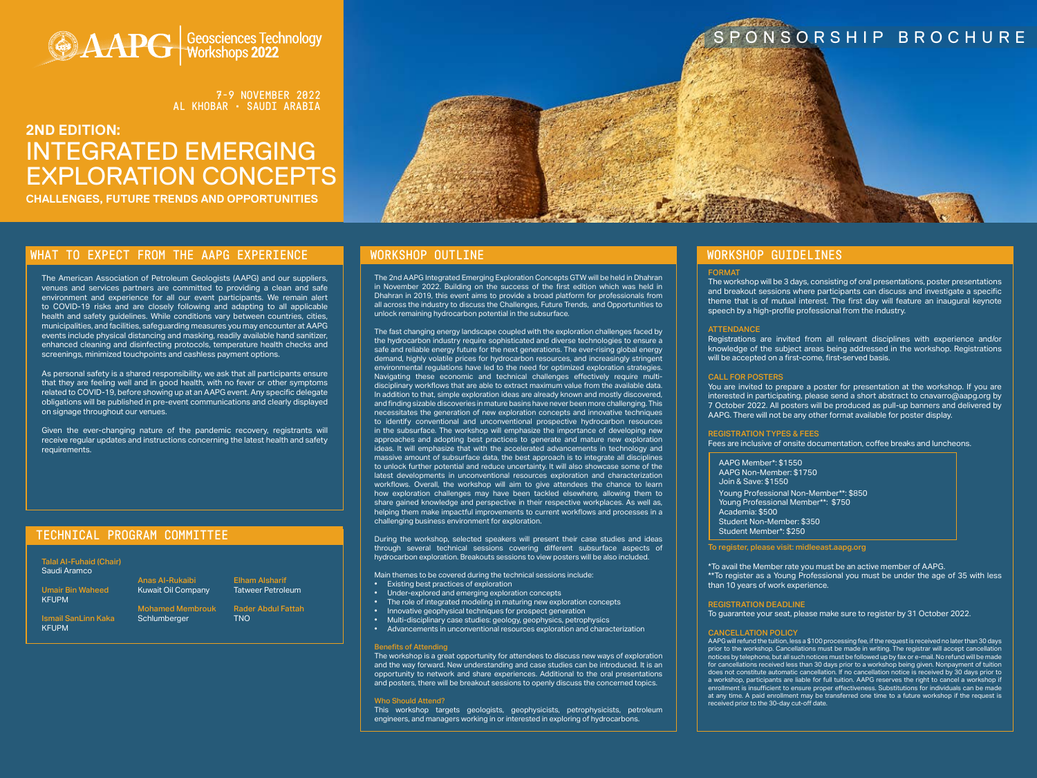AAPG | Geosciences Technology Workshops 2022

SPONSORSHIP BROCHURE

7-9 NOVEMBER 2022
AL KHOBAR • SAUDI ARABIA

# 2ND EDITION: INTEGRATED EMERGING EXPLORATION CONCEPTS

**CHALLENGES, FUTURE TRENDS AND OPPORTUNITIES**

## WHAT TO EXPECT FROM THE AAPG EXPERIENCE

The American Association of Petroleum Geologists (AAPG) and our suppliers, venues and services partners are committed to providing a clean and safe environment and experience for all our event participants. We remain alert to COVID-19 risks and are closely following and adapting to all applicable health and safety guidelines. While conditions vary between countries, cities, municipalities, and facilities, safeguarding measures you may encounter at AAPG events include physical distancing and masking, readily available hand sanitizer, enhanced cleaning and disinfecting protocols, temperature health checks and screenings, minimized touchpoints and cashless payment options.

As personal safety is a shared responsibility, we ask that all participants ensure that they are feeling well and in good health, with no fever or other symptoms related to COVID-19, before showing up at an AAPG event. Any specific delegate obligations will be published in pre-event communications and clearly displayed on signage throughout our venues.

Given the ever-changing nature of the pandemic recovery, registrants will receive regular updates and instructions concerning the latest health and safety requirements.

## TECHNICAL PROGRAM COMMITTEE

**Talal Al-Fuhaid (Chair)**
Saudi Aramco

**Umair Bin Waheed**
KFUPM

**Ismail SanLinn Kaka**
KFUPM

**Anas Al-Rukaibi**
Kuwait Oil Company

**Mohamed Membrouk**
Schlumberger

**Elham Alsharif**
Tatweer Petroleum

**Rader Abdul Fattah**
TNO

## WORKSHOP OUTLINE

The 2nd AAPG Integrated Emerging Exploration Concepts GTW will be held in Dhahran in November 2022. Building on the success of the first edition which was held in Dhahran in 2019, this event aims to provide a broad platform for professionals from all across the industry to discuss the Challenges, Future Trends, and Opportunities to unlock remaining hydrocarbon potential in the subsurface.

The fast changing energy landscape coupled with the exploration challenges faced by the hydrocarbon industry require sophisticated and diverse technologies to ensure a safe and reliable energy future for the next generations. The ever-rising global energy demand, highly volatile prices for hydrocarbon resources, and increasingly stringent environmental regulations have led to the need for optimized exploration strategies. Navigating these economic and technical challenges effectively require multi-disciplinary workflows that are able to extract maximum value from the available data. In addition to that, simple exploration ideas are already known and mostly discovered, and finding sizable discoveries in mature basins have never been more challenging. This necessitates the generation of new exploration concepts and innovative techniques to identify conventional and unconventional prospective hydrocarbon resources in the subsurface. The workshop will emphasize the importance of developing new approaches and adopting best practices to generate and mature new exploration ideas. It will emphasize that with the accelerated advancements in technology and massive amount of subsurface data, the best approach is to integrate all disciplines to unlock further potential and reduce uncertainty. It will also showcase some of the latest developments in unconventional resources exploration and characterization workflows. Overall, the workshop will aim to give attendees the chance to learn how exploration challenges may have been tackled elsewhere, allowing them to share gained knowledge and perspective in their respective workplaces. As well as, helping them make impactful improvements to current workflows and processes in a challenging business environment for exploration.

During the workshop, selected speakers will present their case studies and ideas through several technical sessions covering different subsurface aspects of hydrocarbon exploration. Breakouts sessions to view posters will be also included.

Main themes to be covered during the technical sessions include:

- Existing best practices of exploration
- Under-explored and emerging exploration concepts
- The role of integrated modeling in maturing new exploration concepts
- Innovative geophysical techniques for prospect generation
- Multi-disciplinary case studies: geology, geophysics, petrophysics
- Advancements in unconventional resources exploration and characterization

### Benefits of Attending

The workshop is a great opportunity for attendees to discuss new ways of exploration and the way forward. New understanding and case studies can be introduced. It is an opportunity to network and share experiences. Additional to the oral presentations and posters, there will be breakout sessions to openly discuss the concerned topics.

### Who Should Attend?

This workshop targets geologists, geophysicists, petrophysicists, petroleum engineers, and managers working in or interested in exploring of hydrocarbons.

## WORKSHOP GUIDELINES

### FORMAT

The workshop will be 3 days, consisting of oral presentations, poster presentations and breakout sessions where participants can discuss and investigate a specific theme that is of mutual interest. The first day will feature an inaugural keynote speech by a high-profile professional from the industry.

### ATTENDANCE

Registrations are invited from all relevant disciplines with experience and/or knowledge of the subject areas being addressed in the workshop. Registrations will be accepted on a first-come, first-served basis.

### CALL FOR POSTERS

You are invited to prepare a poster for presentation at the workshop. If you are interested in participating, please send a short abstract to cnavarro@aapg.org by 7 October 2022. All posters will be produced as pull-up banners and delivered by AAPG. There will not be any other format available for poster display.

### REGISTRATION TYPES & FEES

Fees are inclusive of onsite documentation, coffee breaks and luncheons.

AAPG Member*: $1550
AAPG Non-Member: $1750
Join & Save: $1550
Young Professional Non-Member**: $850
Young Professional Member**: $750
Academia: $500
Student Non-Member: $350
Student Member*: $250

**To register, please visit: midleeast.aapg.org**

*To avail the Member rate you must be an active member of AAPG.
**To register as a Young Professional you must be under the age of 35 with less than 10 years of work experience.

### REGISTRATION DEADLINE

To guarantee your seat, please make sure to register by 31 October 2022.

### CANCELLATION POLICY

AAPG will refund the tuition, less a $100 processing fee, if the request is received no later than 30 days prior to the workshop. Cancellations must be made in writing. The registrar will accept cancellation notices by telephone, but all such notices must be followed up by fax or e-mail. No refund will be made for cancellations received less than 30 days prior to a workshop being given. Nonpayment of tuition does not constitute automatic cancellation. If no cancellation notice is received by 30 days prior to a workshop, participants are liable for full tuition. AAPG reserves the right to cancel a workshop if enrollment is insufficient to ensure proper effectiveness. Substitutions for individuals can be made at any time. A paid enrollment may be transferred one time to a future workshop if the request is received prior to the 30-day cut-off date.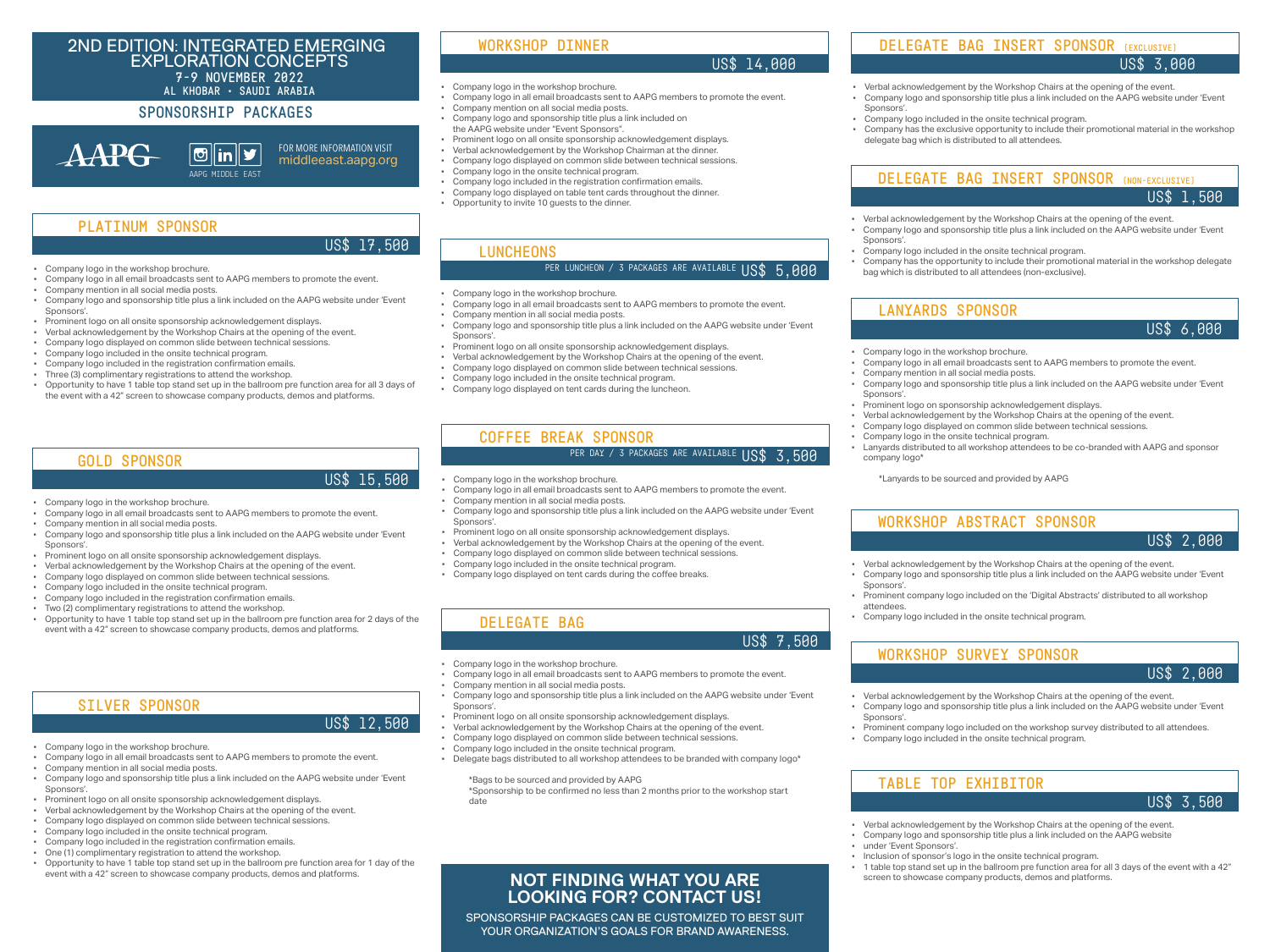# 2ND EDITION: INTEGRATED EMERGING EXPLORATION CONCEPTS

7-9 NOVEMBER 2022

AL KHOBAR • SAUDI ARABIA

## SPONSORSHIP PACKAGES

AAPG

AAPG MIDDLE EAST

FOR MORE INFORMATION VISIT middleeast.aapg.org

## PLATINUM SPONSOR

US$ 17,500

- Company logo in the workshop brochure.
- Company logo in all email broadcasts sent to AAPG members to promote the event.
- Company mention in all social media posts.
- Company logo and sponsorship title plus a link included on the AAPG website under 'Event Sponsors'.
- Prominent logo on all onsite sponsorship acknowledgement displays.
- Verbal acknowledgement by the Workshop Chairs at the opening of the event.
- Company logo displayed on common slide between technical sessions.
- Company logo included in the onsite technical program.
- Company logo included in the registration confirmation emails.
- Three (3) complimentary registrations to attend the workshop.
- Opportunity to have 1 table top stand set up in the ballroom pre function area for all 3 days of the event with a 42" screen to showcase company products, demos and platforms.

## GOLD SPONSOR

US$ 15,500

- Company logo in the workshop brochure.
- Company logo in all email broadcasts sent to AAPG members to promote the event.
- Company mention in all social media posts.
- Company logo and sponsorship title plus a link included on the AAPG website under 'Event Sponsors'.
- Prominent logo on all onsite sponsorship acknowledgement displays.
- Verbal acknowledgement by the Workshop Chairs at the opening of the event.
- Company logo displayed on common slide between technical sessions.
- Company logo included in the onsite technical program.
- Company logo included in the registration confirmation emails.
- Two (2) complimentary registrations to attend the workshop.
- Opportunity to have 1 table top stand set up in the ballroom pre function area for 2 days of the event with a 42" screen to showcase company products, demos and platforms.

## SILVER SPONSOR

US$ 12,500

- Company logo in the workshop brochure.
- Company logo in all email broadcasts sent to AAPG members to promote the event.
- Company mention in all social media posts.
- Company logo and sponsorship title plus a link included on the AAPG website under 'Event Sponsors'.
- Prominent logo on all onsite sponsorship acknowledgement displays.
- Verbal acknowledgement by the Workshop Chairs at the opening of the event.
- Company logo displayed on common slide between technical sessions.
- Company logo included in the onsite technical program.
- Company logo included in the registration confirmation emails.
- One (1) complimentary registration to attend the workshop.
- Opportunity to have 1 table top stand set up in the ballroom pre function area for 1 day of the event with a 42" screen to showcase company products, demos and platforms.

## WORKSHOP DINNER

US$ 14,000

- Company logo in the workshop brochure.
- Company logo in all email broadcasts sent to AAPG members to promote the event.
- Company mention on all social media posts.
- Company logo and sponsorship title plus a link included on the AAPG website under "Event Sponsors".
- Prominent logo on all onsite sponsorship acknowledgement displays.
- Verbal acknowledgement by the Workshop Chairman at the dinner.
- Company logo displayed on common slide between technical sessions.
- Company logo in the onsite technical program.
- Company logo included in the registration confirmation emails.
- Company logo displayed on table tent cards throughout the dinner.
- Opportunity to invite 10 guests to the dinner.

## LUNCHEONS

PER LUNCHEON / 3 PACKAGES ARE AVAILABLE US$ 5,000

- Company logo in the workshop brochure.
- Company logo in all email broadcasts sent to AAPG members to promote the event.
- Company mention in all social media posts.
- Company logo and sponsorship title plus a link included on the AAPG website under 'Event Sponsors'.
- Prominent logo on all onsite sponsorship acknowledgement displays.
- Verbal acknowledgement by the Workshop Chairs at the opening of the event.
- Company logo displayed on common slide between technical sessions.
- Company logo included in the onsite technical program.
- Company logo displayed on tent cards during the luncheon.

## COFFEE BREAK SPONSOR

PER DAY / 3 PACKAGES ARE AVAILABLE US$ 3,500

- Company logo in the workshop brochure.
- Company logo in all email broadcasts sent to AAPG members to promote the event.
- Company mention in all social media posts.
- Company logo and sponsorship title plus a link included on the AAPG website under 'Event Sponsors'.
- Prominent logo on all onsite sponsorship acknowledgement displays.
- Verbal acknowledgement by the Workshop Chairs at the opening of the event.
- Company logo displayed on common slide between technical sessions.
- Company logo included in the onsite technical program.
- Company logo displayed on tent cards during the coffee breaks.

## DELEGATE BAG

US$ 7,500

- Company logo in the workshop brochure.
- Company logo in all email broadcasts sent to AAPG members to promote the event.
- Company mention in all social media posts.
- Company logo and sponsorship title plus a link included on the AAPG website under 'Event Sponsors'.
- Prominent logo on all onsite sponsorship acknowledgement displays.
- Verbal acknowledgement by the Workshop Chairs at the opening of the event.
- Company logo displayed on common slide between technical sessions.
- Company logo included in the onsite technical program.
- Delegate bags distributed to all workshop attendees to be branded with company logo*

*Bags to be sourced and provided by AAPG
*Sponsorship to be confirmed no less than 2 months prior to the workshop start date

## NOT FINDING WHAT YOU ARE LOOKING FOR? CONTACT US!

SPONSORSHIP PACKAGES CAN BE CUSTOMIZED TO BEST SUIT YOUR ORGANIZATION'S GOALS FOR BRAND AWARENESS.

## DELEGATE BAG INSERT SPONSOR (EXCLUSIVE)

US$ 3,000

- Verbal acknowledgement by the Workshop Chairs at the opening of the event.
- Company logo and sponsorship title plus a link included on the AAPG website under 'Event Sponsors'.
- Company logo included in the onsite technical program.
- Company has the exclusive opportunity to include their promotional material in the workshop delegate bag which is distributed to all attendees.

## DELEGATE BAG INSERT SPONSOR (NON-EXCLUSIVE)

US$ 1,500

- Verbal acknowledgement by the Workshop Chairs at the opening of the event.
- Company logo and sponsorship title plus a link included on the AAPG website under 'Event Sponsors'.
- Company logo included in the onsite technical program.
- Company has the opportunity to include their promotional material in the workshop delegate bag which is distributed to all attendees (non-exclusive).

## LANYARDS SPONSOR

US$ 6,000

- Company logo in the workshop brochure.
- Company logo in all email broadcasts sent to AAPG members to promote the event.
- Company mention in all social media posts.
- Company logo and sponsorship title plus a link included on the AAPG website under 'Event Sponsors'.
- Prominent logo on sponsorship acknowledgement displays.
- Verbal acknowledgement by the Workshop Chairs at the opening of the event.
- Company logo displayed on common slide between technical sessions.
- Company logo in the onsite technical program.
- Lanyards distributed to all workshop attendees to be co-branded with AAPG and sponsor company logo*

*Lanyards to be sourced and provided by AAPG

## WORKSHOP ABSTRACT SPONSOR

US$ 2,000

- Verbal acknowledgement by the Workshop Chairs at the opening of the event.
- Company logo and sponsorship title plus a link included on the AAPG website under 'Event Sponsors'.
- Prominent company logo included on the 'Digital Abstracts' distributed to all workshop attendees.
- Company logo included in the onsite technical program.

## WORKSHOP SURVEY SPONSOR

US$ 2,000

- Verbal acknowledgement by the Workshop Chairs at the opening of the event.
- Company logo and sponsorship title plus a link included on the AAPG website under 'Event Sponsors'.
- Prominent company logo included on the workshop survey distributed to all attendees.
- Company logo included in the onsite technical program.

## TABLE TOP EXHIBITOR

US$ 3,500

- Verbal acknowledgement by the Workshop Chairs at the opening of the event.
- Company logo and sponsorship title plus a link included on the AAPG website
- under 'Event Sponsors'.
- Inclusion of sponsor's logo in the onsite technical program.
- 1 table top stand set up in the ballroom pre function area for all 3 days of the event with a 42" screen to showcase company products, demos and platforms.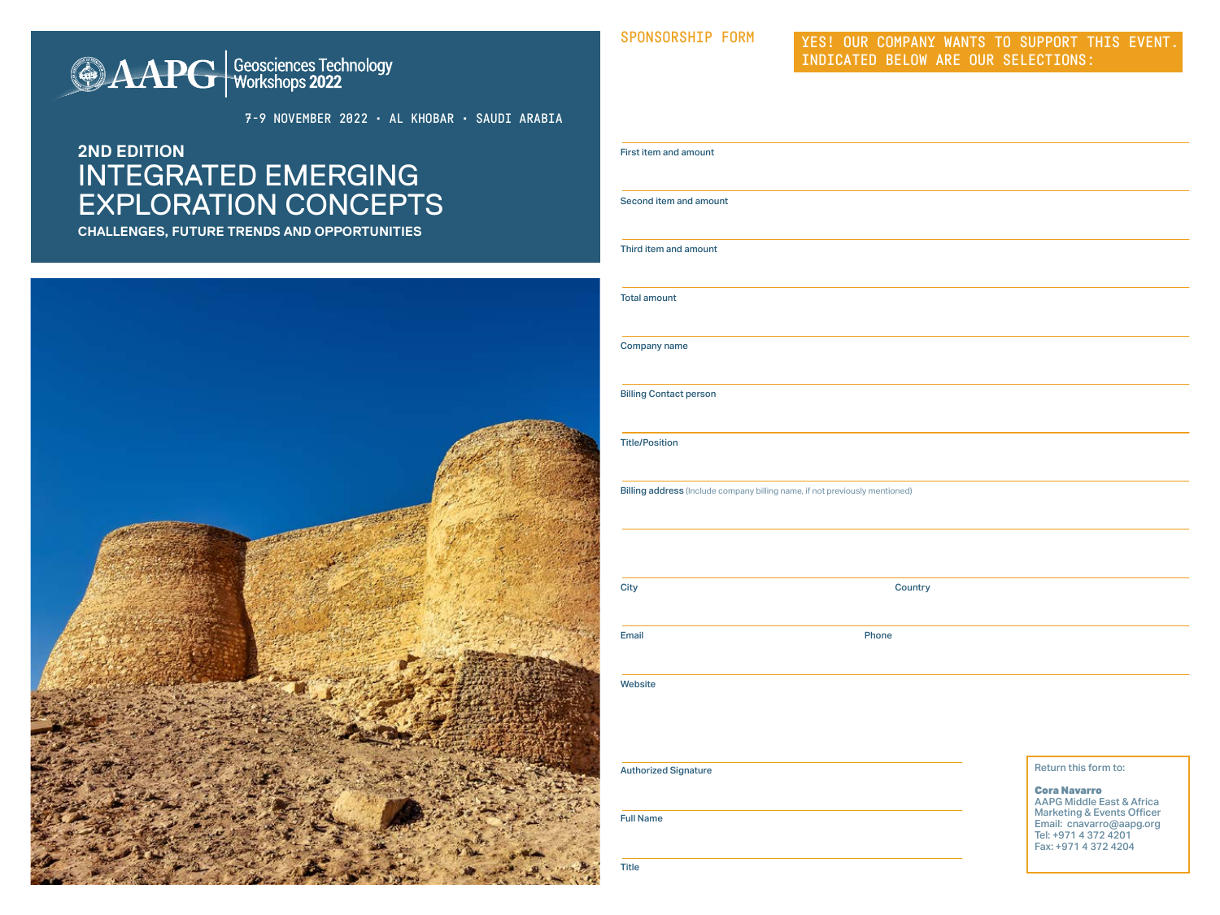AAPG Geosciences Technology Workshops **2022**

7-9 NOVEMBER 2022 • AL KHOBAR • SAUDI ARABIA

**2ND EDITION**

# INTEGRATED EMERGING EXPLORATION CONCEPTS

**CHALLENGES, FUTURE TRENDS AND OPPORTUNITIES**

## SPONSORSHIP FORM

YES! OUR COMPANY WANTS TO SUPPORT THIS EVENT. INDICATED BELOW ARE OUR SELECTIONS:

First item and amount

Second item and amount

Third item and amount

Total amount

Company name

Billing Contact person

Title/Position

Billing address (Include company billing name, if not previously mentioned)

City

Country

Email

Phone

Website

Authorized Signature

Full Name

Title

Return this form to:

**Cora Navarro**
AAPG Middle East & Africa
Marketing & Events Officer
Email: cnavarro@aapg.org
Tel: +971 4 372 4201
Fax: +971 4 372 4204